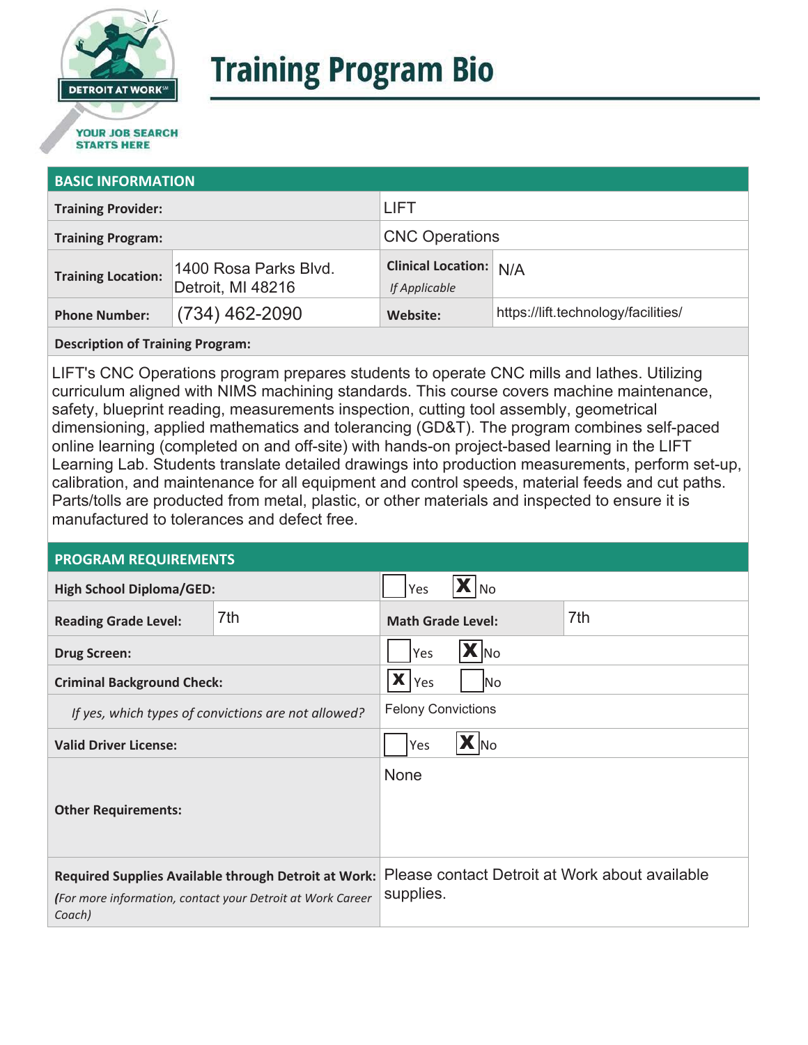# Training Program Bio

## BASIC INFORMATION

| | | | |
|---|---|---|---|
| **Training Provider:** | | LIFT | |
| **Training Program:** | | CNC Operations | |
| **Training Location:** | 1400 Rosa Parks Blvd. Detroit, MI 48216 | **Clinical Location:** *If Applicable* | N/A |
| **Phone Number:** | (734) 462-2090 | **Website:** | https://lift.technology/facilities/ |

**Description of Training Program:**

LIFT's CNC Operations program prepares students to operate CNC mills and lathes. Utilizing curriculum aligned with NIMS machining standards. This course covers machine maintenance, safety, blueprint reading, measurements inspection, cutting tool assembly, geometrical dimensioning, applied mathematics and tolerancing (GD&T). The program combines self-paced online learning (completed on and off-site) with hands-on project-based learning in the LIFT Learning Lab. Students translate detailed drawings into production measurements, perform set-up, calibration, and maintenance for all equipment and control speeds, material feeds and cut paths. Parts/tolls are producted from metal, plastic, or other materials and inspected to ensure it is manufactured to tolerances and defect free.

## PROGRAM REQUIREMENTS

| | | | |
|---|---|---|---|
| **High School Diploma/GED:** | | ☐ Yes ☒ No | |
| **Reading Grade Level:** | 7th | **Math Grade Level:** | 7th |
| **Drug Screen:** | | ☐ Yes ☒ No | |
| **Criminal Background Check:** | | ☒ Yes ☐ No | |
| *If yes, which types of convictions are not allowed?* | | Felony Convictions | |
| **Valid Driver License:** | | ☐ Yes ☒ No | |
| **Other Requirements:** | | None | |
| **Required Supplies Available through Detroit at Work:** *(For more information, contact your Detroit at Work Career Coach)* | | Please contact Detroit at Work about available supplies. | |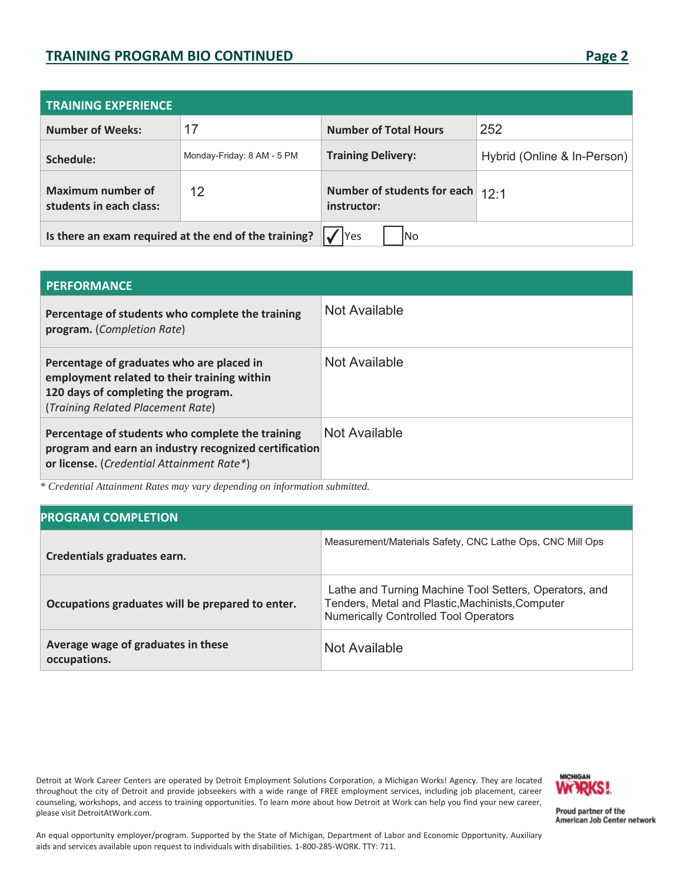## TRAINING PROGRAM BIO CONTINUED

| TRAINING EXPERIENCE | | | |
|---|---|---|---|
| **Number of Weeks:** | 17 | **Number of Total Hours** | 252 |
| **Schedule:** | Monday-Friday: 8 AM - 5 PM | **Training Delivery:** | Hybrid (Online & In-Person) |
| **Maximum number of students in each class:** | 12 | **Number of students for each instructor:** | 12:1 |
| **Is there an exam required at the end of the training?** | ☑ Yes ☐ No | | |

| PERFORMANCE | |
|---|---|
| **Percentage of students who complete the training program.** (*Completion Rate*) | Not Available |
| **Percentage of graduates who are placed in employment related to their training within 120 days of completing the program.** (*Training Related Placement Rate*) | Not Available |
| **Percentage of students who complete the training program and earn an industry recognized certification or license.** (*Credential Attainment Rate**) | Not Available |

*\* Credential Attainment Rates may vary depending on information submitted.*

| PROGRAM COMPLETION | |
|---|---|
| **Credentials graduates earn.** | Measurement/Materials Safety, CNC Lathe Ops, CNC Mill Ops |
| **Occupations graduates will be prepared to enter.** | Lathe and Turning Machine Tool Setters, Operators, and Tenders, Metal and Plastic,Machinists,Computer Numerically Controlled Tool Operators |
| **Average wage of graduates in these occupations.** | Not Available |

Detroit at Work Career Centers are operated by Detroit Employment Solutions Corporation, a Michigan Works! Agency. They are located throughout the city of Detroit and provide jobseekers with a wide range of FREE employment services, including job placement, career counseling, workshops, and access to training opportunities. To learn more about how Detroit at Work can help you find your new career, please visit DetroitAtWork.com.

MICHIGAN WORKS! Proud partner of the American Job Center network

An equal opportunity employer/program. Supported by the State of Michigan, Department of Labor and Economic Opportunity. Auxiliary aids and services available upon request to individuals with disabilities. 1-800-285-WORK. TTY: 711.